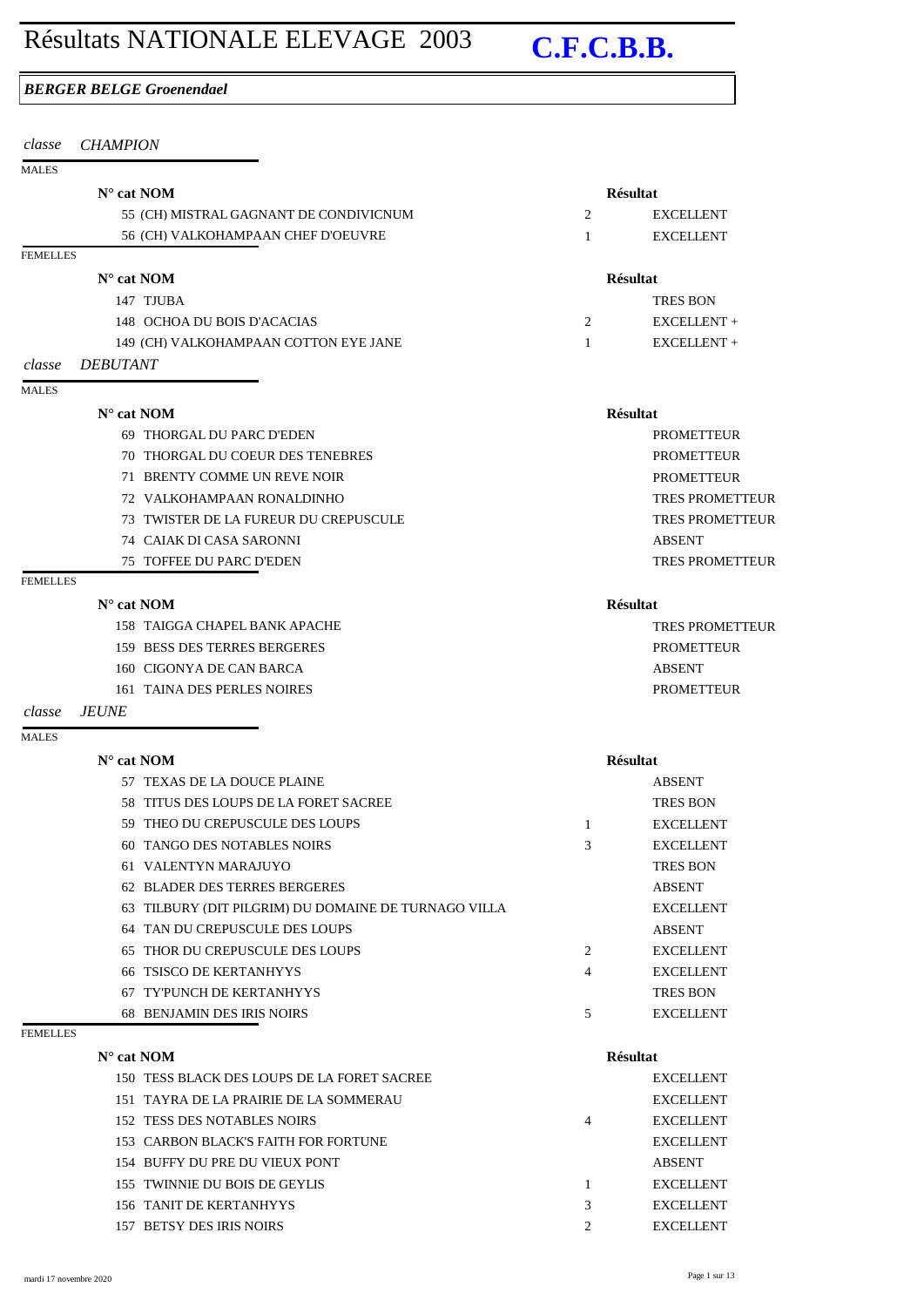# Résultats NATIONALE ELEVAGE 2003 **C.F.C.B.B.**

***BERGER BELGE Groenendael***

*classe* *CHAMPION*

MALES

| N° cat | NOM | | Résultat |
|---|---|---|---|
| 55 | (CH) MISTRAL GAGNANT DE CONDIVICNUM | 2 | EXCELLENT |
| 56 | (CH) VALKOHAMPAAN CHEF D'OEUVRE | 1 | EXCELLENT |

FEMELLES

| N° cat | NOM | | Résultat |
|---|---|---|---|
| 147 | TJUBA | | TRES BON |
| 148 | OCHOA DU BOIS D'ACACIAS | 2 | EXCELLENT + |
| 149 | (CH) VALKOHAMPAAN COTTON EYE JANE | 1 | EXCELLENT + |

*classe* *DEBUTANT*

MALES

| N° cat | NOM | | Résultat |
|---|---|---|---|
| 69 | THORGAL DU PARC D'EDEN | | PROMETTEUR |
| 70 | THORGAL DU COEUR DES TENEBRES | | PROMETTEUR |
| 71 | BRENTY COMME UN REVE NOIR | | PROMETTEUR |
| 72 | VALKOHAMPAAN RONALDINHO | | TRES PROMETTEUR |
| 73 | TWISTER DE LA FUREUR DU CREPUSCULE | | TRES PROMETTEUR |
| 74 | CAIAK DI CASA SARONNI | | ABSENT |
| 75 | TOFFEE DU PARC D'EDEN | | TRES PROMETTEUR |

FEMELLES

| N° cat | NOM | | Résultat |
|---|---|---|---|
| 158 | TAIGGA CHAPEL BANK APACHE | | TRES PROMETTEUR |
| 159 | BESS DES TERRES BERGERES | | PROMETTEUR |
| 160 | CIGONYA DE CAN BARCA | | ABSENT |
| 161 | TAINA DES PERLES NOIRES | | PROMETTEUR |

*classe* *JEUNE*

MALES

| N° cat | NOM | | Résultat |
|---|---|---|---|
| 57 | TEXAS DE LA DOUCE PLAINE | | ABSENT |
| 58 | TITUS DES LOUPS DE LA FORET SACREE | | TRES BON |
| 59 | THEO DU CREPUSCULE DES LOUPS | 1 | EXCELLENT |
| 60 | TANGO DES NOTABLES NOIRS | 3 | EXCELLENT |
| 61 | VALENTYN MARAJUYO | | TRES BON |
| 62 | BLADER DES TERRES BERGERES | | ABSENT |
| 63 | TILBURY (DIT PILGRIM) DU DOMAINE DE TURNAGO VILLA | | EXCELLENT |
| 64 | TAN DU CREPUSCULE DES LOUPS | | ABSENT |
| 65 | THOR DU CREPUSCULE DES LOUPS | 2 | EXCELLENT |
| 66 | TSISCO DE KERTANHYYS | 4 | EXCELLENT |
| 67 | TY'PUNCH DE KERTANHYYS | | TRES BON |
| 68 | BENJAMIN DES IRIS NOIRS | 5 | EXCELLENT |

FEMELLES

| N° cat | NOM | | Résultat |
|---|---|---|---|
| 150 | TESS BLACK DES LOUPS DE LA FORET SACREE | | EXCELLENT |
| 151 | TAYRA DE LA PRAIRIE DE LA SOMMERAU | | EXCELLENT |
| 152 | TESS DES NOTABLES NOIRS | 4 | EXCELLENT |
| 153 | CARBON BLACK'S FAITH FOR FORTUNE | | EXCELLENT |
| 154 | BUFFY DU PRE DU VIEUX PONT | | ABSENT |
| 155 | TWINNIE DU BOIS DE GEYLIS | 1 | EXCELLENT |
| 156 | TANIT DE KERTANHYYS | 3 | EXCELLENT |
| 157 | BETSY DES IRIS NOIRS | 2 | EXCELLENT |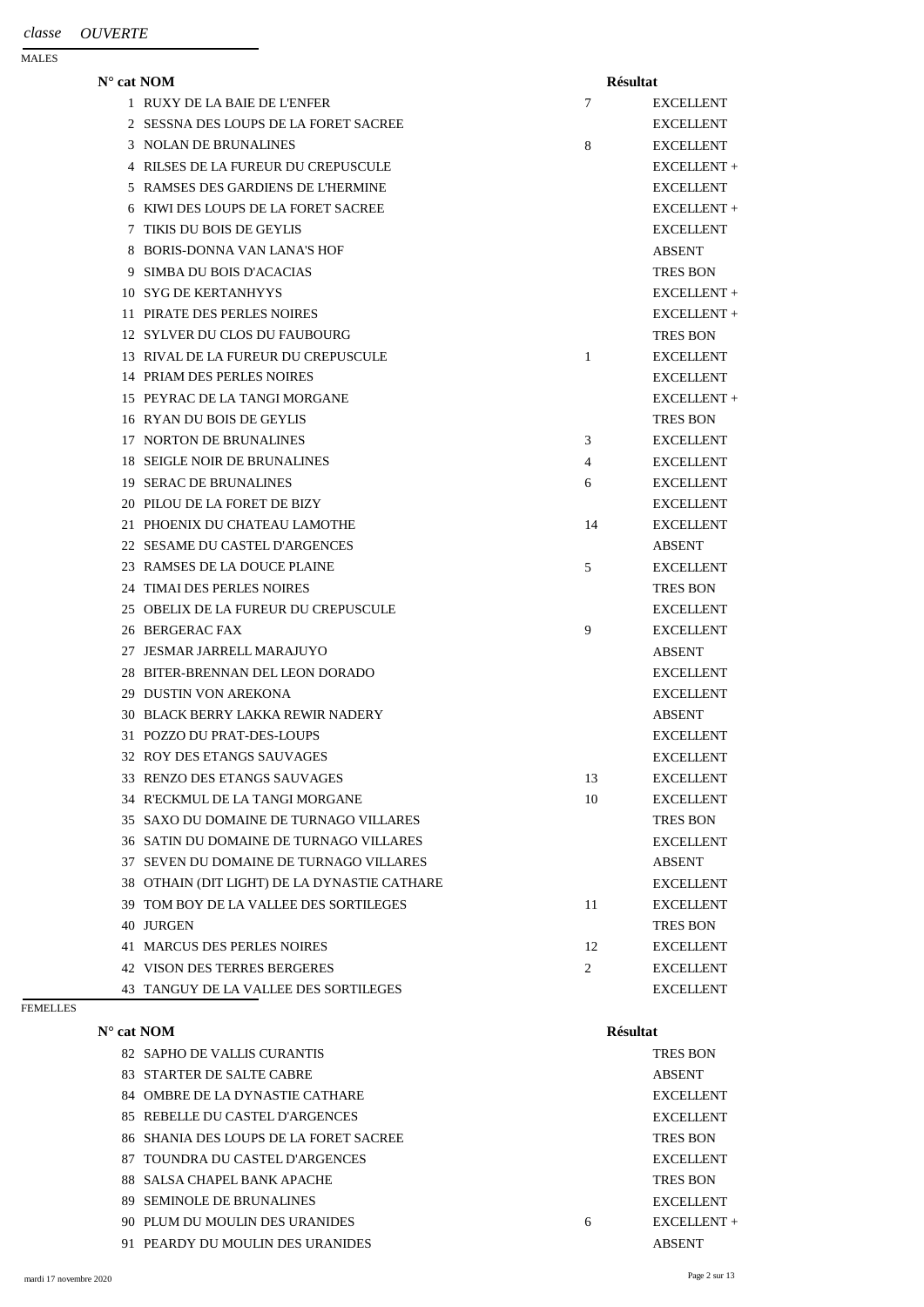*classe* *OUVERTE*

MALES

| N° cat | NOM | | Résultat |
|---|---|---|---|
| 1 | RUXY DE LA BAIE DE L'ENFER | 7 | EXCELLENT |
| 2 | SESSNA DES LOUPS DE LA FORET SACREE | | EXCELLENT |
| 3 | NOLAN DE BRUNALINES | 8 | EXCELLENT |
| 4 | RILSES DE LA FUREUR DU CREPUSCULE | | EXCELLENT + |
| 5 | RAMSES DES GARDIENS DE L'HERMINE | | EXCELLENT |
| 6 | KIWI DES LOUPS DE LA FORET SACREE | | EXCELLENT + |
| 7 | TIKIS DU BOIS DE GEYLIS | | EXCELLENT |
| 8 | BORIS-DONNA VAN LANA'S HOF | | ABSENT |
| 9 | SIMBA DU BOIS D'ACACIAS | | TRES BON |
| 10 | SYG DE KERTANHYYS | | EXCELLENT + |
| 11 | PIRATE DES PERLES NOIRES | | EXCELLENT + |
| 12 | SYLVER DU CLOS DU FAUBOURG | | TRES BON |
| 13 | RIVAL DE LA FUREUR DU CREPUSCULE | 1 | EXCELLENT |
| 14 | PRIAM DES PERLES NOIRES | | EXCELLENT |
| 15 | PEYRAC DE LA TANGI MORGANE | | EXCELLENT + |
| 16 | RYAN DU BOIS DE GEYLIS | | TRES BON |
| 17 | NORTON DE BRUNALINES | 3 | EXCELLENT |
| 18 | SEIGLE NOIR DE BRUNALINES | 4 | EXCELLENT |
| 19 | SERAC DE BRUNALINES | 6 | EXCELLENT |
| 20 | PILOU DE LA FORET DE BIZY | | EXCELLENT |
| 21 | PHOENIX DU CHATEAU LAMOTHE | 14 | EXCELLENT |
| 22 | SESAME DU CASTEL D'ARGENCES | | ABSENT |
| 23 | RAMSES DE LA DOUCE PLAINE | 5 | EXCELLENT |
| 24 | TIMAI DES PERLES NOIRES | | TRES BON |
| 25 | OBELIX DE LA FUREUR DU CREPUSCULE | | EXCELLENT |
| 26 | BERGERAC FAX | 9 | EXCELLENT |
| 27 | JESMAR JARRELL MARAJUYO | | ABSENT |
| 28 | BITER-BRENNAN DEL LEON DORADO | | EXCELLENT |
| 29 | DUSTIN VON AREKONA | | EXCELLENT |
| 30 | BLACK BERRY LAKKA REWIR NADERY | | ABSENT |
| 31 | POZZO DU PRAT-DES-LOUPS | | EXCELLENT |
| 32 | ROY DES ETANGS SAUVAGES | | EXCELLENT |
| 33 | RENZO DES ETANGS SAUVAGES | 13 | EXCELLENT |
| 34 | R'ECKMUL DE LA TANGI MORGANE | 10 | EXCELLENT |
| 35 | SAXO DU DOMAINE DE TURNAGO VILLARES | | TRES BON |
| 36 | SATIN DU DOMAINE DE TURNAGO VILLARES | | EXCELLENT |
| 37 | SEVEN DU DOMAINE DE TURNAGO VILLARES | | ABSENT |
| 38 | OTHAIN (DIT LIGHT) DE LA DYNASTIE CATHARE | | EXCELLENT |
| 39 | TOM BOY DE LA VALLEE DES SORTILEGES | 11 | EXCELLENT |
| 40 | JURGEN | | TRES BON |
| 41 | MARCUS DES PERLES NOIRES | 12 | EXCELLENT |
| 42 | VISON DES TERRES BERGERES | 2 | EXCELLENT |
| 43 | TANGUY DE LA VALLEE DES SORTILEGES | | EXCELLENT |

FEMELLES

| N° cat | NOM | | Résultat |
|---|---|---|---|
| 82 | SAPHO DE VALLIS CURANTIS | | TRES BON |
| 83 | STARTER DE SALTE CABRE | | ABSENT |
| 84 | OMBRE DE LA DYNASTIE CATHARE | | EXCELLENT |
| 85 | REBELLE DU CASTEL D'ARGENCES | | EXCELLENT |
| 86 | SHANIA DES LOUPS DE LA FORET SACREE | | TRES BON |
| 87 | TOUNDRA DU CASTEL D'ARGENCES | | EXCELLENT |
| 88 | SALSA CHAPEL BANK APACHE | | TRES BON |
| 89 | SEMINOLE DE BRUNALINES | | EXCELLENT |
| 90 | PLUM DU MOULIN DES URANIDES | 6 | EXCELLENT + |
| 91 | PEARDY DU MOULIN DES URANIDES | | ABSENT |

mardi 17 novembre 2020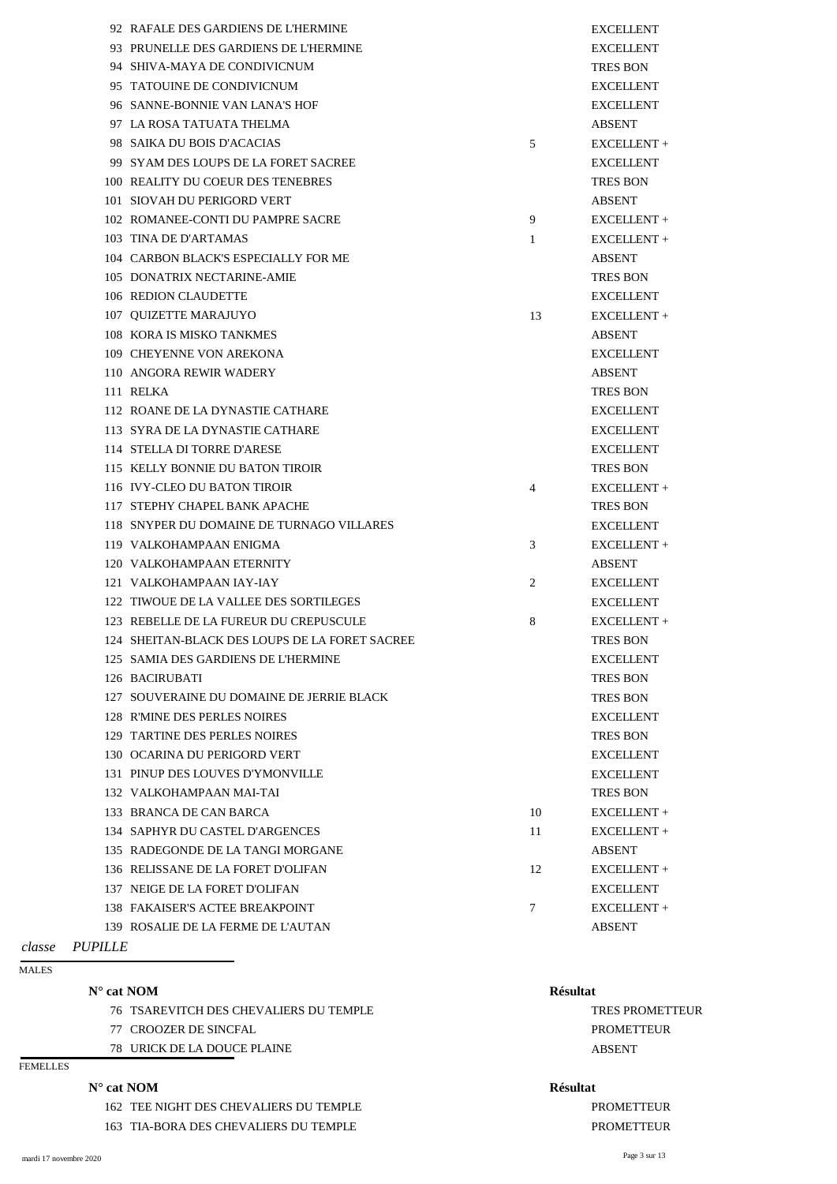| N° cat | NOM | | Résultat |
|---|---|---|---|
| 92 | RAFALE DES GARDIENS DE L'HERMINE | | EXCELLENT |
| 93 | PRUNELLE DES GARDIENS DE L'HERMINE | | EXCELLENT |
| 94 | SHIVA-MAYA DE CONDIVICNUM | | TRES BON |
| 95 | TATOUINE DE CONDIVICNUM | | EXCELLENT |
| 96 | SANNE-BONNIE VAN LANA'S HOF | | EXCELLENT |
| 97 | LA ROSA TATUATA THELMA | | ABSENT |
| 98 | SAIKA DU BOIS D'ACACIAS | 5 | EXCELLENT + |
| 99 | SYAM DES LOUPS DE LA FORET SACREE | | EXCELLENT |
| 100 | REALITY DU COEUR DES TENEBRES | | TRES BON |
| 101 | SIOVAH DU PERIGORD VERT | | ABSENT |
| 102 | ROMANEE-CONTI DU PAMPRE SACRE | 9 | EXCELLENT + |
| 103 | TINA DE D'ARTAMAS | 1 | EXCELLENT + |
| 104 | CARBON BLACK'S ESPECIALLY FOR ME | | ABSENT |
| 105 | DONATRIX NECTARINE-AMIE | | TRES BON |
| 106 | REDION CLAUDETTE | | EXCELLENT |
| 107 | QUIZETTE MARAJUYO | 13 | EXCELLENT + |
| 108 | KORA IS MISKO TANKMES | | ABSENT |
| 109 | CHEYENNE VON AREKONA | | EXCELLENT |
| 110 | ANGORA REWIR WADERY | | ABSENT |
| 111 | RELKA | | TRES BON |
| 112 | ROANE DE LA DYNASTIE CATHARE | | EXCELLENT |
| 113 | SYRA DE LA DYNASTIE CATHARE | | EXCELLENT |
| 114 | STELLA DI TORRE D'ARESE | | EXCELLENT |
| 115 | KELLY BONNIE DU BATON TIROIR | | TRES BON |
| 116 | IVY-CLEO DU BATON TIROIR | 4 | EXCELLENT + |
| 117 | STEPHY CHAPEL BANK APACHE | | TRES BON |
| 118 | SNYPER DU DOMAINE DE TURNAGO VILLARES | | EXCELLENT |
| 119 | VALKOHAMPAAN ENIGMA | 3 | EXCELLENT + |
| 120 | VALKOHAMPAAN ETERNITY | | ABSENT |
| 121 | VALKOHAMPAAN IAY-IAY | 2 | EXCELLENT |
| 122 | TIWOUE DE LA VALLEE DES SORTILEGES | | EXCELLENT |
| 123 | REBELLE DE LA FUREUR DU CREPUSCULE | 8 | EXCELLENT + |
| 124 | SHEITAN-BLACK DES LOUPS DE LA FORET SACREE | | TRES BON |
| 125 | SAMIA DES GARDIENS DE L'HERMINE | | EXCELLENT |
| 126 | BACIRUBATI | | TRES BON |
| 127 | SOUVERAINE DU DOMAINE DE JERRIE BLACK | | TRES BON |
| 128 | R'MINE DES PERLES NOIRES | | EXCELLENT |
| 129 | TARTINE DES PERLES NOIRES | | TRES BON |
| 130 | OCARINA DU PERIGORD VERT | | EXCELLENT |
| 131 | PINUP DES LOUVES D'YMONVILLE | | EXCELLENT |
| 132 | VALKOHAMPAAN MAI-TAI | | TRES BON |
| 133 | BRANCA DE CAN BARCA | 10 | EXCELLENT + |
| 134 | SAPHYR DU CASTEL D'ARGENCES | 11 | EXCELLENT + |
| 135 | RADEGONDE DE LA TANGI MORGANE | | ABSENT |
| 136 | RELISSANE DE LA FORET D'OLIFAN | 12 | EXCELLENT + |
| 137 | NEIGE DE LA FORET D'OLIFAN | | EXCELLENT |
| 138 | FAKAISER'S ACTEE BREAKPOINT | 7 | EXCELLENT + |
| 139 | ROSALIE DE LA FERME DE L'AUTAN | | ABSENT |

*classe PUPILLE*

MALES

| N° cat | NOM | Résultat |
|---|---|---|
| 76 | TSAREVITCH DES CHEVALIERS DU TEMPLE | TRES PROMETTEUR |
| 77 | CROOZER DE SINCFAL | PROMETTEUR |
| 78 | URICK DE LA DOUCE PLAINE | ABSENT |

FEMELLES

| N° cat | NOM | Résultat |
|---|---|---|
| 162 | TEE NIGHT DES CHEVALIERS DU TEMPLE | PROMETTEUR |
| 163 | TIA-BORA DES CHEVALIERS DU TEMPLE | PROMETTEUR |

mardi 17 novembre 2020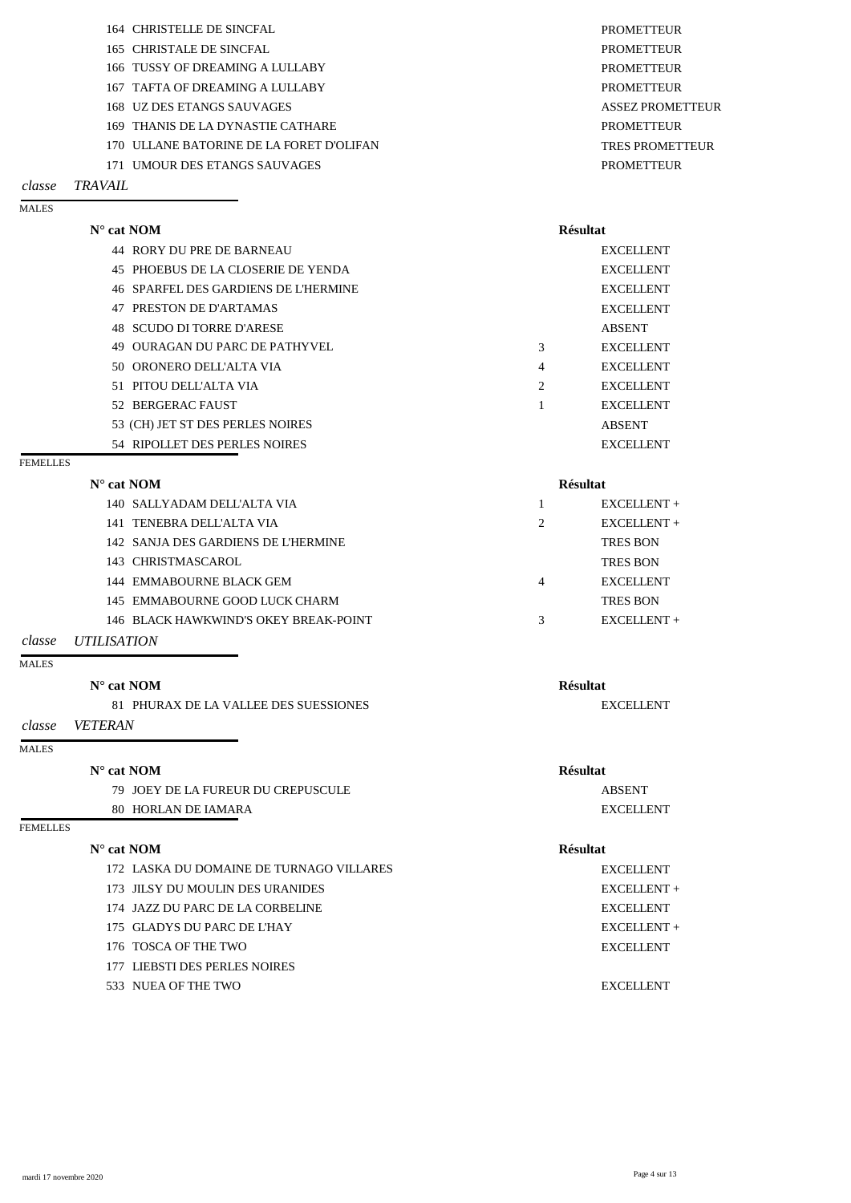| N° cat | NOM | | Résultat |
|---|---|---|---|
| 164 | CHRISTELLE DE SINCFAL | | PROMETTEUR |
| 165 | CHRISTALE DE SINCFAL | | PROMETTEUR |
| 166 | TUSSY OF DREAMING A LULLABY | | PROMETTEUR |
| 167 | TAFTA OF DREAMING A LULLABY | | PROMETTEUR |
| 168 | UZ DES ETANGS SAUVAGES | | ASSEZ PROMETTEUR |
| 169 | THANIS DE LA DYNASTIE CATHARE | | PROMETTEUR |
| 170 | ULLANE BATORINE DE LA FORET D'OLIFAN | | TRES PROMETTEUR |
| 171 | UMOUR DES ETANGS SAUVAGES | | PROMETTEUR |

## *classe TRAVAIL*

MALES

| N° cat | NOM | | Résultat |
|---|---|---|---|
| 44 | RORY DU PRE DE BARNEAU | | EXCELLENT |
| 45 | PHOEBUS DE LA CLOSERIE DE YENDA | | EXCELLENT |
| 46 | SPARFEL DES GARDIENS DE L'HERMINE | | EXCELLENT |
| 47 | PRESTON DE D'ARTAMAS | | EXCELLENT |
| 48 | SCUDO DI TORRE D'ARESE | | ABSENT |
| 49 | OURAGAN DU PARC DE PATHYVEL | 3 | EXCELLENT |
| 50 | ORONERO DELL'ALTA VIA | 4 | EXCELLENT |
| 51 | PITOU DELL'ALTA VIA | 2 | EXCELLENT |
| 52 | BERGERAC FAUST | 1 | EXCELLENT |
| 53 | (CH) JET ST DES PERLES NOIRES | | ABSENT |
| 54 | RIPOLLET DES PERLES NOIRES | | EXCELLENT |

FEMELLES

| N° cat | NOM | | Résultat |
|---|---|---|---|
| 140 | SALLYADAM DELL'ALTA VIA | 1 | EXCELLENT + |
| 141 | TENEBRA DELL'ALTA VIA | 2 | EXCELLENT + |
| 142 | SANJA DES GARDIENS DE L'HERMINE | | TRES BON |
| 143 | CHRISTMASCAROL | | TRES BON |
| 144 | EMMABOURNE BLACK GEM | 4 | EXCELLENT |
| 145 | EMMABOURNE GOOD LUCK CHARM | | TRES BON |
| 146 | BLACK HAWKWIND'S OKEY BREAK-POINT | 3 | EXCELLENT + |

## *classe UTILISATION*

MALES

| N° cat | NOM | | Résultat |
|---|---|---|---|
| 81 | PHURAX DE LA VALLEE DES SUESSIONES | | EXCELLENT |

## *classe VETERAN*

MALES

| N° cat | NOM | | Résultat |
|---|---|---|---|
| 79 | JOEY DE LA FUREUR DU CREPUSCULE | | ABSENT |
| 80 | HORLAN DE IAMARA | | EXCELLENT |

FEMELLES

| N° cat | NOM | | Résultat |
|---|---|---|---|
| 172 | LASKA DU DOMAINE DE TURNAGO VILLARES | | EXCELLENT |
| 173 | JILSY DU MOULIN DES URANIDES | | EXCELLENT + |
| 174 | JAZZ DU PARC DE LA CORBELINE | | EXCELLENT |
| 175 | GLADYS DU PARC DE L'HAY | | EXCELLENT + |
| 176 | TOSCA OF THE TWO | | EXCELLENT |
| 177 | LIEBSTI DES PERLES NOIRES | | |
| 533 | NUEA OF THE TWO | | EXCELLENT |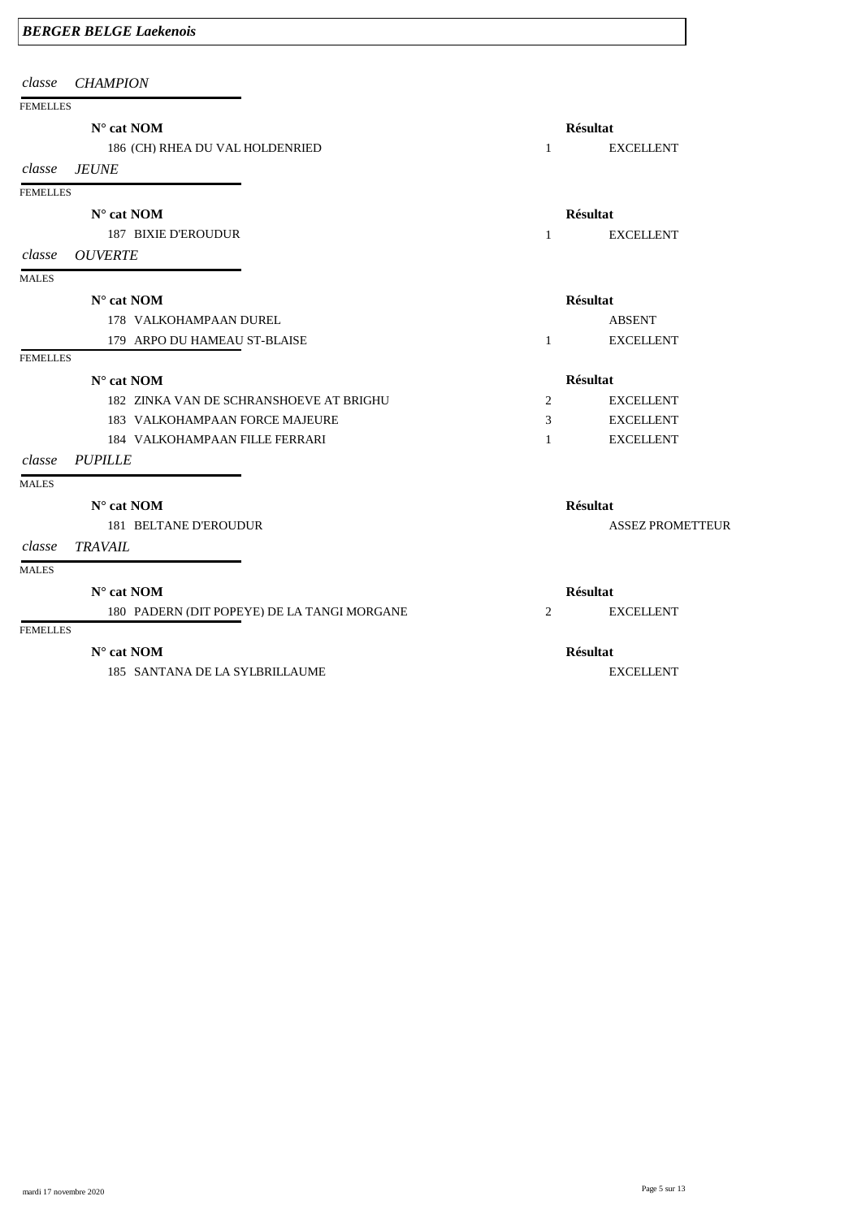## *BERGER BELGE Laekenois*

### *classe CHAMPION*

FEMELLES

| N° cat | NOM | | Résultat |
|---|---|---|---|
| 186 | (CH) RHEA DU VAL HOLDENRIED | 1 | EXCELLENT |

### *classe JEUNE*

FEMELLES

| N° cat | NOM | | Résultat |
|---|---|---|---|
| 187 | BIXIE D'EROUDUR | 1 | EXCELLENT |

### *classe OUVERTE*

MALES

| N° cat | NOM | | Résultat |
|---|---|---|---|
| 178 | VALKOHAMPAAN DUREL | | ABSENT |
| 179 | ARPO DU HAMEAU ST-BLAISE | 1 | EXCELLENT |

FEMELLES

| N° cat | NOM | | Résultat |
|---|---|---|---|
| 182 | ZINKA VAN DE SCHRANSHOEVE AT BRIGHU | 2 | EXCELLENT |
| 183 | VALKOHAMPAAN FORCE MAJEURE | 3 | EXCELLENT |
| 184 | VALKOHAMPAAN FILLE FERRARI | 1 | EXCELLENT |

### *classe PUPILLE*

MALES

| N° cat | NOM | | Résultat |
|---|---|---|---|
| 181 | BELTANE D'EROUDUR | | ASSEZ PROMETTEUR |

### *classe TRAVAIL*

MALES

| N° cat | NOM | | Résultat |
|---|---|---|---|
| 180 | PADERN (DIT POPEYE) DE LA TANGI MORGANE | 2 | EXCELLENT |

FEMELLES

| N° cat | NOM | | Résultat |
|---|---|---|---|
| 185 | SANTANA DE LA SYLBRILLAUME | | EXCELLENT |

mardi 17 novembre 2020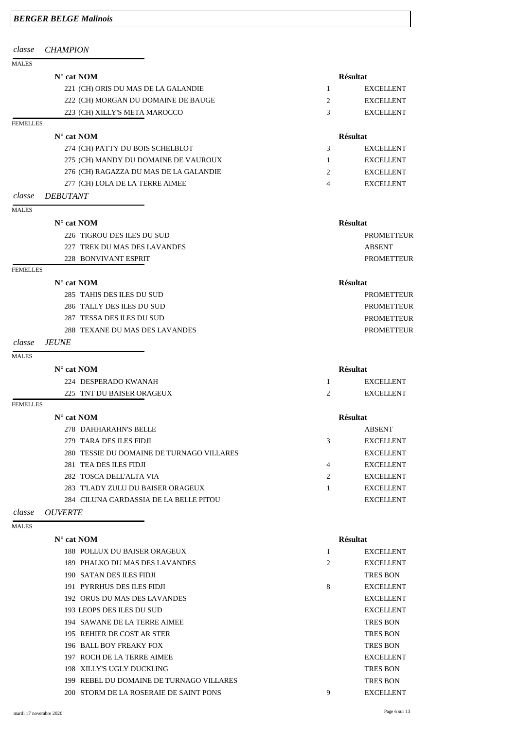# *BERGER BELGE Malinois*

## *classe CHAMPION*

MALES

| N° cat | NOM | | Résultat |
|---|---|---|---|
| 221 | (CH) ORIS DU MAS DE LA GALANDIE | 1 | EXCELLENT |
| 222 | (CH) MORGAN DU DOMAINE DE BAUGE | 2 | EXCELLENT |
| 223 | (CH) XILLY'S META MAROCCO | 3 | EXCELLENT |

FEMELLES

| N° cat | NOM | | Résultat |
|---|---|---|---|
| 274 | (CH) PATTY DU BOIS SCHELBLOT | 3 | EXCELLENT |
| 275 | (CH) MANDY DU DOMAINE DE VAUROUX | 1 | EXCELLENT |
| 276 | (CH) RAGAZZA DU MAS DE LA GALANDIE | 2 | EXCELLENT |
| 277 | (CH) LOLA DE LA TERRE AIMEE | 4 | EXCELLENT |

## *classe DEBUTANT*

MALES

| N° cat | NOM | | Résultat |
|---|---|---|---|
| 226 | TIGROU DES ILES DU SUD | | PROMETTEUR |
| 227 | TREK DU MAS DES LAVANDES | | ABSENT |
| 228 | BONVIVANT ESPRIT | | PROMETTEUR |

FEMELLES

| N° cat | NOM | | Résultat |
|---|---|---|---|
| 285 | TAHIS DES ILES DU SUD | | PROMETTEUR |
| 286 | TALLY DES ILES DU SUD | | PROMETTEUR |
| 287 | TESSA DES ILES DU SUD | | PROMETTEUR |
| 288 | TEXANE DU MAS DES LAVANDES | | PROMETTEUR |

## *classe JEUNE*

MALES

| N° cat | NOM | | Résultat |
|---|---|---|---|
| 224 | DESPERADO KWANAH | 1 | EXCELLENT |
| 225 | TNT DU BAISER ORAGEUX | 2 | EXCELLENT |

FEMELLES

| N° cat | NOM | | Résultat |
|---|---|---|---|
| 278 | DAHHARAHN'S BELLE | | ABSENT |
| 279 | TARA DES ILES FIDJI | 3 | EXCELLENT |
| 280 | TESSIE DU DOMAINE DE TURNAGO VILLARES | | EXCELLENT |
| 281 | TEA DES ILES FIDJI | 4 | EXCELLENT |
| 282 | TOSCA DELL'ALTA VIA | 2 | EXCELLENT |
| 283 | T'LADY ZULU DU BAISER ORAGEUX | 1 | EXCELLENT |
| 284 | CILUNA CARDASSIA DE LA BELLE PITOU | | EXCELLENT |

## *classe OUVERTE*

MALES

| N° cat | NOM | | Résultat |
|---|---|---|---|
| 188 | POLLUX DU BAISER ORAGEUX | 1 | EXCELLENT |
| 189 | PHALKO DU MAS DES LAVANDES | 2 | EXCELLENT |
| 190 | SATAN DES ILES FIDJI | | TRES BON |
| 191 | PYRRHUS DES ILES FIDJI | 8 | EXCELLENT |
| 192 | ORUS DU MAS DES LAVANDES | | EXCELLENT |
| 193 | LEOPS DES ILES DU SUD | | EXCELLENT |
| 194 | SAWANE DE LA TERRE AIMEE | | TRES BON |
| 195 | REHIER DE COST AR STER | | TRES BON |
| 196 | BALL BOY FREAKY FOX | | TRES BON |
| 197 | ROCH DE LA TERRE AIMEE | | EXCELLENT |
| 198 | XILLY'S UGLY DUCKLING | | TRES BON |
| 199 | REBEL DU DOMAINE DE TURNAGO VILLARES | | TRES BON |
| 200 | STORM DE LA ROSERAIE DE SAINT PONS | 9 | EXCELLENT |

mardi 17 novembre 2020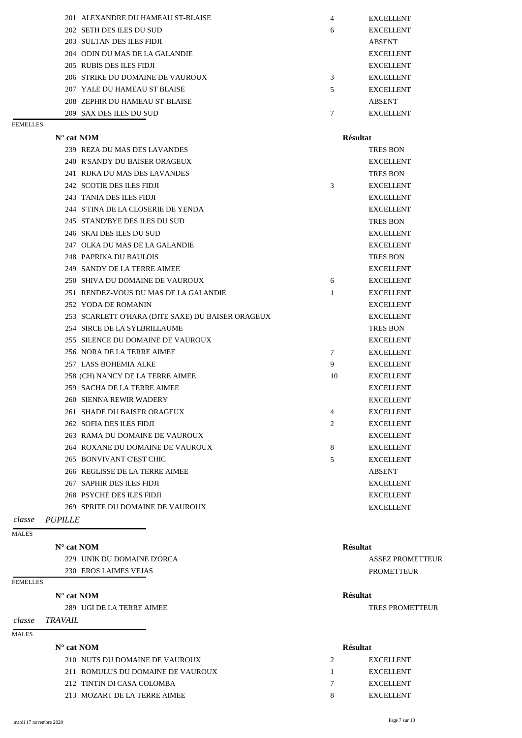| N° cat | NOM | | Résultat |
|---|---|---|---|
| 201 | ALEXANDRE DU HAMEAU ST-BLAISE | 4 | EXCELLENT |
| 202 | SETH DES ILES DU SUD | 6 | EXCELLENT |
| 203 | SULTAN DES ILES FIDJI | | ABSENT |
| 204 | ODIN DU MAS DE LA GALANDIE | | EXCELLENT |
| 205 | RUBIS DES ILES FIDJI | | EXCELLENT |
| 206 | STRIKE DU DOMAINE DE VAUROUX | 3 | EXCELLENT |
| 207 | YALE DU HAMEAU ST BLAISE | 5 | EXCELLENT |
| 208 | ZEPHIR DU HAMEAU ST-BLAISE | | ABSENT |
| 209 | SAX DES ILES DU SUD | 7 | EXCELLENT |

FEMELLES

| N° cat | NOM | | Résultat |
|---|---|---|---|
| 239 | REZA DU MAS DES LAVANDES | | TRES BON |
| 240 | R'SANDY DU BAISER ORAGEUX | | EXCELLENT |
| 241 | RIJKA DU MAS DES LAVANDES | | TRES BON |
| 242 | SCOTIE DES ILES FIDJI | 3 | EXCELLENT |
| 243 | TANIA DES ILES FIDJI | | EXCELLENT |
| 244 | S'TINA DE LA CLOSERIE DE YENDA | | EXCELLENT |
| 245 | STAND'BYE DES ILES DU SUD | | TRES BON |
| 246 | SKAI DES ILES DU SUD | | EXCELLENT |
| 247 | OLKA DU MAS DE LA GALANDIE | | EXCELLENT |
| 248 | PAPRIKA DU BAULOIS | | TRES BON |
| 249 | SANDY DE LA TERRE AIMEE | | EXCELLENT |
| 250 | SHIVA DU DOMAINE DE VAUROUX | 6 | EXCELLENT |
| 251 | RENDEZ-VOUS DU MAS DE LA GALANDIE | 1 | EXCELLENT |
| 252 | YODA DE ROMANIN | | EXCELLENT |
| 253 | SCARLETT O'HARA (DITE SAXE) DU BAISER ORAGEUX | | EXCELLENT |
| 254 | SIRCE DE LA SYLBRILLAUME | | TRES BON |
| 255 | SILENCE DU DOMAINE DE VAUROUX | | EXCELLENT |
| 256 | NORA DE LA TERRE AIMEE | 7 | EXCELLENT |
| 257 | LASS BOHEMIA ALKE | 9 | EXCELLENT |
| 258 | (CH) NANCY DE LA TERRE AIMEE | 10 | EXCELLENT |
| 259 | SACHA DE LA TERRE AIMEE | | EXCELLENT |
| 260 | SIENNA REWIR WADERY | | EXCELLENT |
| 261 | SHADE DU BAISER ORAGEUX | 4 | EXCELLENT |
| 262 | SOFIA DES ILES FIDJI | 2 | EXCELLENT |
| 263 | RAMA DU DOMAINE DE VAUROUX | | EXCELLENT |
| 264 | ROXANE DU DOMAINE DE VAUROUX | 8 | EXCELLENT |
| 265 | BONVIVANT C'EST CHIC | 5 | EXCELLENT |
| 266 | REGLISSE DE LA TERRE AIMEE | | ABSENT |
| 267 | SAPHIR DES ILES FIDJI | | EXCELLENT |
| 268 | PSYCHE DES ILES FIDJI | | EXCELLENT |
| 269 | SPRITE DU DOMAINE DE VAUROUX | | EXCELLENT |

*classe PUPILLE*

MALES

| N° cat | NOM | Résultat |
|---|---|---|
| 229 | UNIK DU DOMAINE D'ORCA | ASSEZ PROMETTEUR |
| 230 | EROS LAIMES VEJAS | PROMETTEUR |

FEMELLES

| N° cat | NOM | Résultat |
|---|---|---|
| 289 | UGI DE LA TERRE AIMEE | TRES PROMETTEUR |

*classe TRAVAIL*

MALES

| N° cat | NOM | | Résultat |
|---|---|---|---|
| 210 | NUTS DU DOMAINE DE VAUROUX | 2 | EXCELLENT |
| 211 | ROMULUS DU DOMAINE DE VAUROUX | 1 | EXCELLENT |
| 212 | TINTIN DI CASA COLOMBA | 7 | EXCELLENT |
| 213 | MOZART DE LA TERRE AIMEE | 8 | EXCELLENT |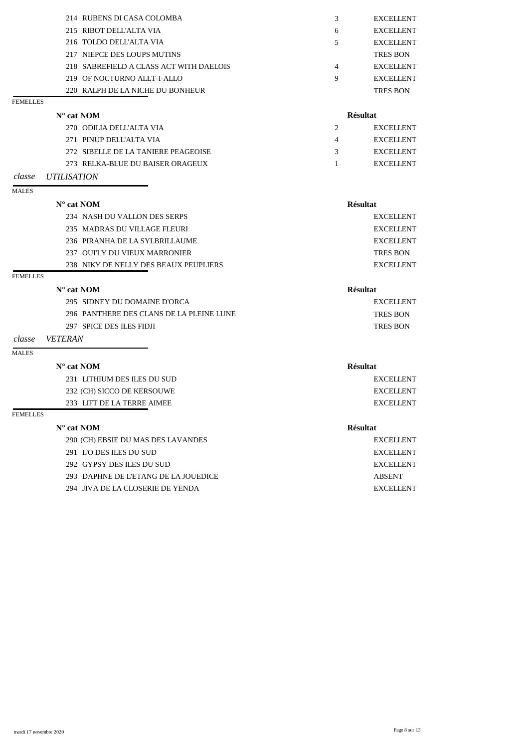| N° cat | NOM | | Résultat |
|---|---|---|---|
| 214 | RUBENS DI CASA COLOMBA | 3 | EXCELLENT |
| 215 | RIBOT DELL'ALTA VIA | 6 | EXCELLENT |
| 216 | TOLDO DELL'ALTA VIA | 5 | EXCELLENT |
| 217 | NIEPCE DES LOUPS MUTINS | | TRES BON |
| 218 | SABREFIELD A CLASS ACT WITH DAELOIS | 4 | EXCELLENT |
| 219 | OF NOCTURNO ALLT-I-ALLO | 9 | EXCELLENT |
| 220 | RALPH DE LA NICHE DU BONHEUR | | TRES BON |

FEMELLES

| N° cat | NOM | | Résultat |
|---|---|---|---|
| 270 | ODILIA DELL'ALTA VIA | 2 | EXCELLENT |
| 271 | PINUP DELL'ALTA VIA | 4 | EXCELLENT |
| 272 | SIBELLE DE LA TANIERE PEAGEOISE | 3 | EXCELLENT |
| 273 | RELKA-BLUE DU BAISER ORAGEUX | 1 | EXCELLENT |

## *classe UTILISATION*

MALES

| N° cat | NOM | Résultat |
|---|---|---|
| 234 | NASH DU VALLON DES SERPS | EXCELLENT |
| 235 | MADRAS DU VILLAGE FLEURI | EXCELLENT |
| 236 | PIRANHA DE LA SYLBRILLAUME | EXCELLENT |
| 237 | OUI'LY DU VIEUX MARRONIER | TRES BON |
| 238 | NIKY DE NELLY DES BEAUX PEUPLIERS | EXCELLENT |

FEMELLES

| N° cat | NOM | Résultat |
|---|---|---|
| 295 | SIDNEY DU DOMAINE D'ORCA | EXCELLENT |
| 296 | PANTHERE DES CLANS DE LA PLEINE LUNE | TRES BON |
| 297 | SPICE DES ILES FIDJI | TRES BON |

## *classe VETERAN*

MALES

| N° cat | NOM | Résultat |
|---|---|---|
| 231 | LITHIUM DES ILES DU SUD | EXCELLENT |
| 232 | (CH) SICCO DE KERSOUWE | EXCELLENT |
| 233 | LIFT DE LA TERRE AIMEE | EXCELLENT |

FEMELLES

| N° cat | NOM | Résultat |
|---|---|---|
| 290 | (CH) EBSIE DU MAS DES LAVANDES | EXCELLENT |
| 291 | L'O DES ILES DU SUD | EXCELLENT |
| 292 | GYPSY DES ILES DU SUD | EXCELLENT |
| 293 | DAPHNE DE L'ETANG DE LA JOUEDICE | ABSENT |
| 294 | JIVA DE LA CLOSERIE DE YENDA | EXCELLENT |

mardi 17 novembre 2020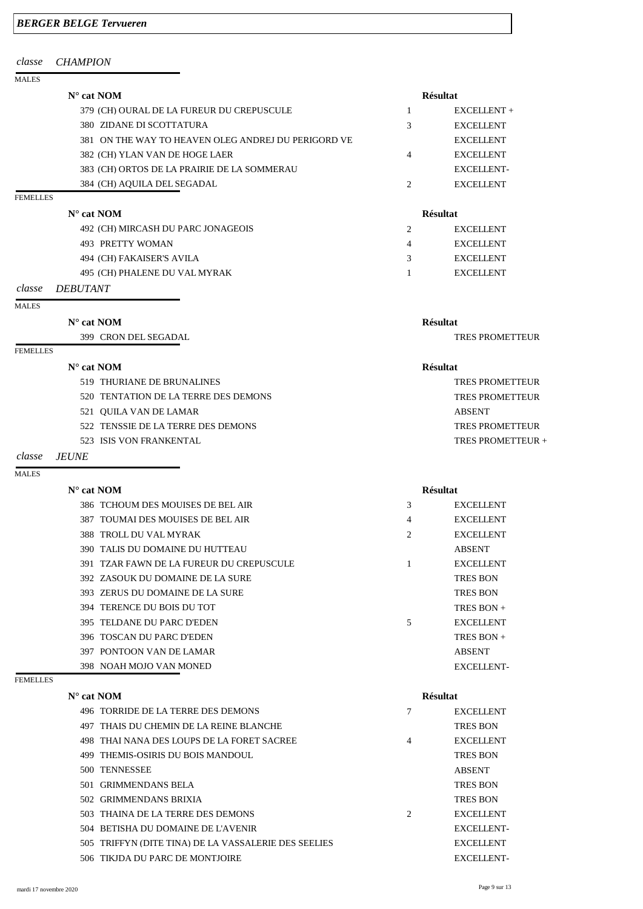## BERGER BELGE Tervueren

### classe *CHAMPION*

MALES

| N° cat | NOM | | Résultat |
|---|---|---|---|
| 379 | (CH) OURAL DE LA FUREUR DU CREPUSCULE | 1 | EXCELLENT + |
| 380 | ZIDANE DI SCOTTATURA | 3 | EXCELLENT |
| 381 | ON THE WAY TO HEAVEN OLEG ANDREJ DU PERIGORD VE | | EXCELLENT |
| 382 | (CH) YLAN VAN DE HOGE LAER | 4 | EXCELLENT |
| 383 | (CH) ORTOS DE LA PRAIRIE DE LA SOMMERAU | | EXCELLENT- |
| 384 | (CH) AQUILA DEL SEGADAL | 2 | EXCELLENT |

FEMELLES

| N° cat | NOM | | Résultat |
|---|---|---|---|
| 492 | (CH) MIRCASH DU PARC JONAGEOIS | 2 | EXCELLENT |
| 493 | PRETTY WOMAN | 4 | EXCELLENT |
| 494 | (CH) FAKAISER'S AVILA | 3 | EXCELLENT |
| 495 | (CH) PHALENE DU VAL MYRAK | 1 | EXCELLENT |

### classe *DEBUTANT*

MALES

| N° cat | NOM | | Résultat |
|---|---|---|---|
| 399 | CRON DEL SEGADAL | | TRES PROMETTEUR |

FEMELLES

| N° cat | NOM | | Résultat |
|---|---|---|---|
| 519 | THURIANE DE BRUNALINES | | TRES PROMETTEUR |
| 520 | TENTATION DE LA TERRE DES DEMONS | | TRES PROMETTEUR |
| 521 | QUILA VAN DE LAMAR | | ABSENT |
| 522 | TENSSIE DE LA TERRE DES DEMONS | | TRES PROMETTEUR |
| 523 | ISIS VON FRANKENTAL | | TRES PROMETTEUR + |

### classe *JEUNE*

MALES

| N° cat | NOM | | Résultat |
|---|---|---|---|
| 386 | TCHOUM DES MOUISES DE BEL AIR | 3 | EXCELLENT |
| 387 | TOUMAI DES MOUISES DE BEL AIR | 4 | EXCELLENT |
| 388 | TROLL DU VAL MYRAK | 2 | EXCELLENT |
| 390 | TALIS DU DOMAINE DU HUTTEAU | | ABSENT |
| 391 | TZAR FAWN DE LA FUREUR DU CREPUSCULE | 1 | EXCELLENT |
| 392 | ZASOUK DU DOMAINE DE LA SURE | | TRES BON |
| 393 | ZERUS DU DOMAINE DE LA SURE | | TRES BON |
| 394 | TERENCE DU BOIS DU TOT | | TRES BON + |
| 395 | TELDANE DU PARC D'EDEN | 5 | EXCELLENT |
| 396 | TOSCAN DU PARC D'EDEN | | TRES BON + |
| 397 | PONTOON VAN DE LAMAR | | ABSENT |
| 398 | NOAH MOJO VAN MONED | | EXCELLENT- |

FEMELLES

| N° cat | NOM | | Résultat |
|---|---|---|---|
| 496 | TORRIDE DE LA TERRE DES DEMONS | 7 | EXCELLENT |
| 497 | THAIS DU CHEMIN DE LA REINE BLANCHE | | TRES BON |
| 498 | THAI NANA DES LOUPS DE LA FORET SACREE | 4 | EXCELLENT |
| 499 | THEMIS-OSIRIS DU BOIS MANDOUL | | TRES BON |
| 500 | TENNESSEE | | ABSENT |
| 501 | GRIMMENDANS BELA | | TRES BON |
| 502 | GRIMMENDANS BRIXIA | | TRES BON |
| 503 | THAINA DE LA TERRE DES DEMONS | 2 | EXCELLENT |
| 504 | BETISHA DU DOMAINE DE L'AVENIR | | EXCELLENT- |
| 505 | TRIFFYN (DITE TINA) DE LA VASSALERIE DES SEELIES | | EXCELLENT |
| 506 | TIKJDA DU PARC DE MONTJOIRE | | EXCELLENT- |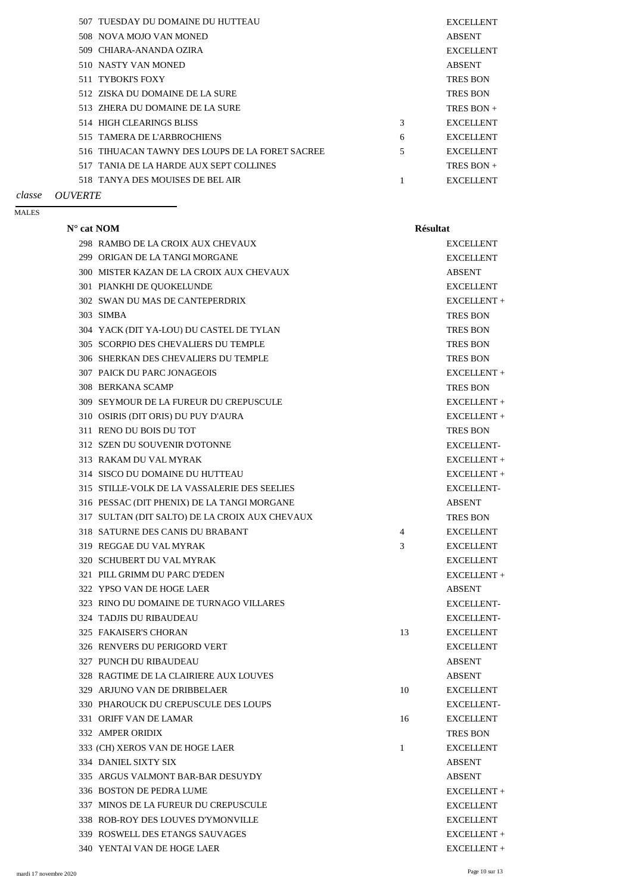| | | |
|---|---|---|
| 507 TUESDAY DU DOMAINE DU HUTTEAU | | EXCELLENT |
| 508 NOVA MOJO VAN MONED | | ABSENT |
| 509 CHIARA-ANANDA OZIRA | | EXCELLENT |
| 510 NASTY VAN MONED | | ABSENT |
| 511 TYBOKI'S FOXY | | TRES BON |
| 512 ZISKA DU DOMAINE DE LA SURE | | TRES BON |
| 513 ZHERA DU DOMAINE DE LA SURE | | TRES BON + |
| 514 HIGH CLEARINGS BLISS | 3 | EXCELLENT |
| 515 TAMERA DE L'ARBROCHIENS | 6 | EXCELLENT |
| 516 TIHUACAN TAWNY DES LOUPS DE LA FORET SACREE | 5 | EXCELLENT |
| 517 TANIA DE LA HARDE AUX SEPT COLLINES | | TRES BON + |
| 518 TANYA DES MOUISES DE BEL AIR | 1 | EXCELLENT |

*classe* *OUVERTE*

MALES

| N° cat NOM | | Résultat |
|---|---|---|
| 298 RAMBO DE LA CROIX AUX CHEVAUX | | EXCELLENT |
| 299 ORIGAN DE LA TANGI MORGANE | | EXCELLENT |
| 300 MISTER KAZAN DE LA CROIX AUX CHEVAUX | | ABSENT |
| 301 PIANKHI DE QUOKELUNDE | | EXCELLENT |
| 302 SWAN DU MAS DE CANTEPERDRIX | | EXCELLENT + |
| 303 SIMBA | | TRES BON |
| 304 YACK (DIT YA-LOU) DU CASTEL DE TYLAN | | TRES BON |
| 305 SCORPIO DES CHEVALIERS DU TEMPLE | | TRES BON |
| 306 SHERKAN DES CHEVALIERS DU TEMPLE | | TRES BON |
| 307 PAICK DU PARC JONAGEOIS | | EXCELLENT + |
| 308 BERKANA SCAMP | | TRES BON |
| 309 SEYMOUR DE LA FUREUR DU CREPUSCULE | | EXCELLENT + |
| 310 OSIRIS (DIT ORIS) DU PUY D'AURA | | EXCELLENT + |
| 311 RENO DU BOIS DU TOT | | TRES BON |
| 312 SZEN DU SOUVENIR D'OTONNE | | EXCELLENT- |
| 313 RAKAM DU VAL MYRAK | | EXCELLENT + |
| 314 SISCO DU DOMAINE DU HUTTEAU | | EXCELLENT + |
| 315 STILLE-VOLK DE LA VASSALERIE DES SEELIES | | EXCELLENT- |
| 316 PESSAC (DIT PHENIX) DE LA TANGI MORGANE | | ABSENT |
| 317 SULTAN (DIT SALTO) DE LA CROIX AUX CHEVAUX | | TRES BON |
| 318 SATURNE DES CANIS DU BRABANT | 4 | EXCELLENT |
| 319 REGGAE DU VAL MYRAK | 3 | EXCELLENT |
| 320 SCHUBERT DU VAL MYRAK | | EXCELLENT |
| 321 PILL GRIMM DU PARC D'EDEN | | EXCELLENT + |
| 322 YPSO VAN DE HOGE LAER | | ABSENT |
| 323 RINO DU DOMAINE DE TURNAGO VILLARES | | EXCELLENT- |
| 324 TADJIS DU RIBAUDEAU | | EXCELLENT- |
| 325 FAKAISER'S CHORAN | 13 | EXCELLENT |
| 326 RENVERS DU PERIGORD VERT | | EXCELLENT |
| 327 PUNCH DU RIBAUDEAU | | ABSENT |
| 328 RAGTIME DE LA CLAIRIERE AUX LOUVES | | ABSENT |
| 329 ARJUNO VAN DE DRIBBELAER | 10 | EXCELLENT |
| 330 PHAROUCK DU CREPUSCULE DES LOUPS | | EXCELLENT- |
| 331 ORIFF VAN DE LAMAR | 16 | EXCELLENT |
| 332 AMPER ORIDIX | | TRES BON |
| 333 (CH) XEROS VAN DE HOGE LAER | 1 | EXCELLENT |
| 334 DANIEL SIXTY SIX | | ABSENT |
| 335 ARGUS VALMONT BAR-BAR DESUYDY | | ABSENT |
| 336 BOSTON DE PEDRA LUME | | EXCELLENT + |
| 337 MINOS DE LA FUREUR DU CREPUSCULE | | EXCELLENT |
| 338 ROB-ROY DES LOUVES D'YMONVILLE | | EXCELLENT |
| 339 ROSWELL DES ETANGS SAUVAGES | | EXCELLENT + |
| 340 YENTAI VAN DE HOGE LAER | | EXCELLENT + |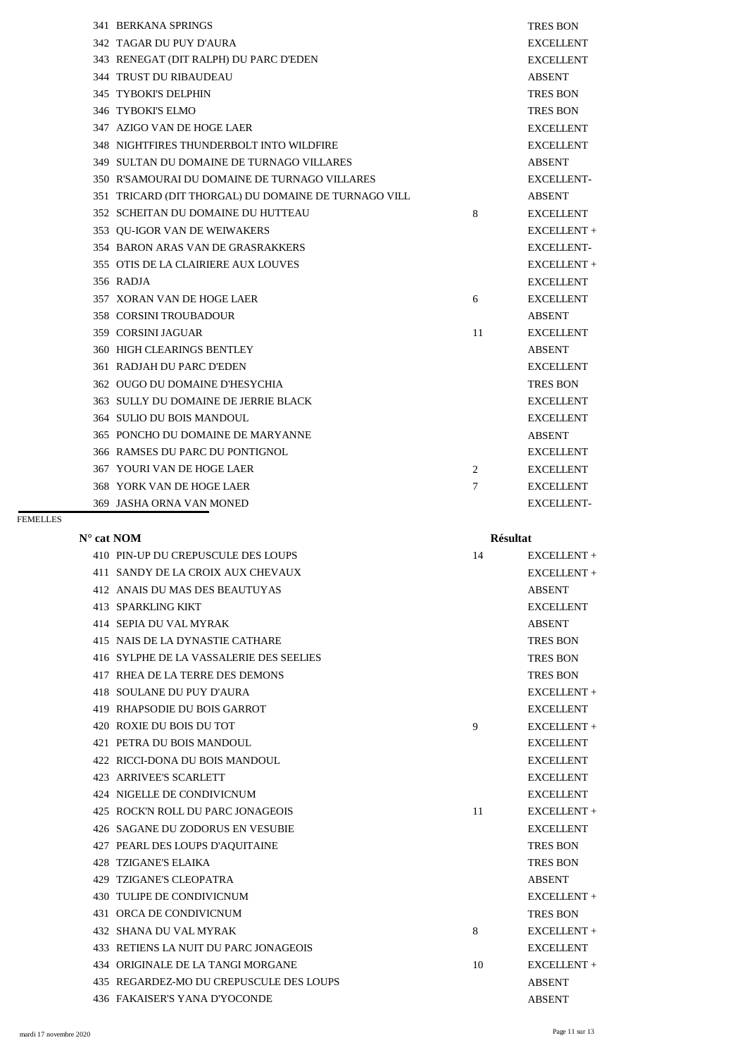| N° cat | NOM | | Résultat |
|---|---|---|---|
| 341 | BERKANA SPRINGS | | TRES BON |
| 342 | TAGAR DU PUY D'AURA | | EXCELLENT |
| 343 | RENEGAT (DIT RALPH) DU PARC D'EDEN | | EXCELLENT |
| 344 | TRUST DU RIBAUDEAU | | ABSENT |
| 345 | TYBOKI'S DELPHIN | | TRES BON |
| 346 | TYBOKI'S ELMO | | TRES BON |
| 347 | AZIGO VAN DE HOGE LAER | | EXCELLENT |
| 348 | NIGHTFIRES THUNDERBOLT INTO WILDFIRE | | EXCELLENT |
| 349 | SULTAN DU DOMAINE DE TURNAGO VILLARES | | ABSENT |
| 350 | R'SAMOURAI DU DOMAINE DE TURNAGO VILLARES | | EXCELLENT- |
| 351 | TRICARD (DIT THORGAL) DU DOMAINE DE TURNAGO VILL | | ABSENT |
| 352 | SCHEITAN DU DOMAINE DU HUTTEAU | 8 | EXCELLENT |
| 353 | QU-IGOR VAN DE WEIWAKERS | | EXCELLENT + |
| 354 | BARON ARAS VAN DE GRASRAKKERS | | EXCELLENT- |
| 355 | OTIS DE LA CLAIRIERE AUX LOUVES | | EXCELLENT + |
| 356 | RADJA | | EXCELLENT |
| 357 | XORAN VAN DE HOGE LAER | 6 | EXCELLENT |
| 358 | CORSINI TROUBADOUR | | ABSENT |
| 359 | CORSINI JAGUAR | 11 | EXCELLENT |
| 360 | HIGH CLEARINGS BENTLEY | | ABSENT |
| 361 | RADJAH DU PARC D'EDEN | | EXCELLENT |
| 362 | OUGO DU DOMAINE D'HESYCHIA | | TRES BON |
| 363 | SULLY DU DOMAINE DE JERRIE BLACK | | EXCELLENT |
| 364 | SULIO DU BOIS MANDOUL | | EXCELLENT |
| 365 | PONCHO DU DOMAINE DE MARYANNE | | ABSENT |
| 366 | RAMSES DU PARC DU PONTIGNOL | | EXCELLENT |
| 367 | YOURI VAN DE HOGE LAER | 2 | EXCELLENT |
| 368 | YORK VAN DE HOGE LAER | 7 | EXCELLENT |
| 369 | JASHA ORNA VAN MONED | | EXCELLENT- |

FEMELLES

| N° cat | NOM | | Résultat |
|---|---|---|---|
| 410 | PIN-UP DU CREPUSCULE DES LOUPS | 14 | EXCELLENT + |
| 411 | SANDY DE LA CROIX AUX CHEVAUX | | EXCELLENT + |
| 412 | ANAIS DU MAS DES BEAUTUYAS | | ABSENT |
| 413 | SPARKLING KIKT | | EXCELLENT |
| 414 | SEPIA DU VAL MYRAK | | ABSENT |
| 415 | NAIS DE LA DYNASTIE CATHARE | | TRES BON |
| 416 | SYLPHE DE LA VASSALERIE DES SEELIES | | TRES BON |
| 417 | RHEA DE LA TERRE DES DEMONS | | TRES BON |
| 418 | SOULANE DU PUY D'AURA | | EXCELLENT + |
| 419 | RHAPSODIE DU BOIS GARROT | | EXCELLENT |
| 420 | ROXIE DU BOIS DU TOT | 9 | EXCELLENT + |
| 421 | PETRA DU BOIS MANDOUL | | EXCELLENT |
| 422 | RICCI-DONA DU BOIS MANDOUL | | EXCELLENT |
| 423 | ARRIVEE'S SCARLETT | | EXCELLENT |
| 424 | NIGELLE DE CONDIVICNUM | | EXCELLENT |
| 425 | ROCK'N ROLL DU PARC JONAGEOIS | 11 | EXCELLENT + |
| 426 | SAGANE DU ZODORUS EN VESUBIE | | EXCELLENT |
| 427 | PEARL DES LOUPS D'AQUITAINE | | TRES BON |
| 428 | TZIGANE'S ELAIKA | | TRES BON |
| 429 | TZIGANE'S CLEOPATRA | | ABSENT |
| 430 | TULIPE DE CONDIVICNUM | | EXCELLENT + |
| 431 | ORCA DE CONDIVICNUM | | TRES BON |
| 432 | SHANA DU VAL MYRAK | 8 | EXCELLENT + |
| 433 | RETIENS LA NUIT DU PARC JONAGEOIS | | EXCELLENT |
| 434 | ORIGINALE DE LA TANGI MORGANE | 10 | EXCELLENT + |
| 435 | REGARDEZ-MO DU CREPUSCULE DES LOUPS | | ABSENT |
| 436 | FAKAISER'S YANA D'YOCONDE | | ABSENT |

mardi 17 novembre 2020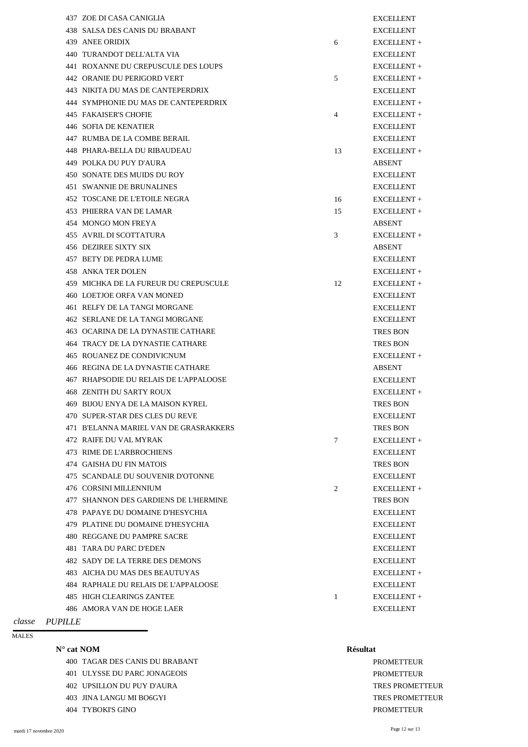| N° cat | NOM | | Résultat |
|---|---|---|---|
| 437 | ZOE DI CASA CANIGLIA | | EXCELLENT |
| 438 | SALSA DES CANIS DU BRABANT | | EXCELLENT |
| 439 | ANEE ORIDIX | 6 | EXCELLENT + |
| 440 | TURANDOT DELL'ALTA VIA | | EXCELLENT |
| 441 | ROXANNE DU CREPUSCULE DES LOUPS | | EXCELLENT + |
| 442 | ORANIE DU PERIGORD VERT | 5 | EXCELLENT + |
| 443 | NIKITA DU MAS DE CANTEPERDRIX | | EXCELLENT |
| 444 | SYMPHONIE DU MAS DE CANTEPERDRIX | | EXCELLENT + |
| 445 | FAKAISER'S CHOFIE | 4 | EXCELLENT + |
| 446 | SOFIA DE KENATIER | | EXCELLENT |
| 447 | RUMBA DE LA COMBE BERAIL | | EXCELLENT |
| 448 | PHARA-BELLA DU RIBAUDEAU | 13 | EXCELLENT + |
| 449 | POLKA DU PUY D'AURA | | ABSENT |
| 450 | SONATE DES MUIDS DU ROY | | EXCELLENT |
| 451 | SWANNIE DE BRUNALINES | | EXCELLENT |
| 452 | TOSCANE DE L'ETOILE NEGRA | 16 | EXCELLENT + |
| 453 | PHIERRA VAN DE LAMAR | 15 | EXCELLENT + |
| 454 | MONGO MON FREYA | | ABSENT |
| 455 | AVRIL DI SCOTTATURA | 3 | EXCELLENT + |
| 456 | DEZIREE SIXTY SIX | | ABSENT |
| 457 | BETY DE PEDRA LUME | | EXCELLENT |
| 458 | ANKA TER DOLEN | | EXCELLENT + |
| 459 | MICHKA DE LA FUREUR DU CREPUSCULE | 12 | EXCELLENT + |
| 460 | LOETJOE ORFA VAN MONED | | EXCELLENT |
| 461 | RELFY DE LA TANGI MORGANE | | EXCELLENT |
| 462 | SERLANE DE LA TANGI MORGANE | | EXCELLENT |
| 463 | OCARINA DE LA DYNASTIE CATHARE | | TRES BON |
| 464 | TRACY DE LA DYNASTIE CATHARE | | TRES BON |
| 465 | ROUANEZ DE CONDIVICNUM | | EXCELLENT + |
| 466 | REGINA DE LA DYNASTIE CATHARE | | ABSENT |
| 467 | RHAPSODIE DU RELAIS DE L'APPALOOSE | | EXCELLENT |
| 468 | ZENITH DU SARTY ROUX | | EXCELLENT + |
| 469 | BIJOU ENYA DE LA MAISON KYREL | | TRES BON |
| 470 | SUPER-STAR DES CLES DU REVE | | EXCELLENT |
| 471 | B'ELANNA MARIEL VAN DE GRASRAKKERS | | TRES BON |
| 472 | RAIFE DU VAL MYRAK | 7 | EXCELLENT + |
| 473 | RIME DE L'ARBROCHIENS | | EXCELLENT |
| 474 | GAISHA DU FIN MATOIS | | TRES BON |
| 475 | SCANDALE DU SOUVENIR D'OTONNE | | EXCELLENT |
| 476 | CORSINI MILLENNIUM | 2 | EXCELLENT + |
| 477 | SHANNON DES GARDIENS DE L'HERMINE | | TRES BON |
| 478 | PAPAYE DU DOMAINE D'HESYCHIA | | EXCELLENT |
| 479 | PLATINE DU DOMAINE D'HESYCHIA | | EXCELLENT |
| 480 | REGGANE DU PAMPRE SACRE | | EXCELLENT |
| 481 | TARA DU PARC D'EDEN | | EXCELLENT |
| 482 | SADY DE LA TERRE DES DEMONS | | EXCELLENT |
| 483 | AICHA DU MAS DES BEAUTUYAS | | EXCELLENT + |
| 484 | RAPHALE DU RELAIS DE L'APPALOOSE | | EXCELLENT |
| 485 | HIGH CLEARINGS ZANTEE | 1 | EXCELLENT + |
| 486 | AMORA VAN DE HOGE LAER | | EXCELLENT |

*classe PUPILLE*

MALES

| N° cat | NOM | Résultat |
|---|---|---|
| 400 | TAGAR DES CANIS DU BRABANT | PROMETTEUR |
| 401 | ULYSSE DU PARC JONAGEOIS | PROMETTEUR |
| 402 | UPSILLON DU PUY D'AURA | TRES PROMETTEUR |
| 403 | JINA LANGU MI BO6GYI | TRES PROMETTEUR |
| 404 | TYBOKI'S GINO | PROMETTEUR |

mardi 17 novembre 2020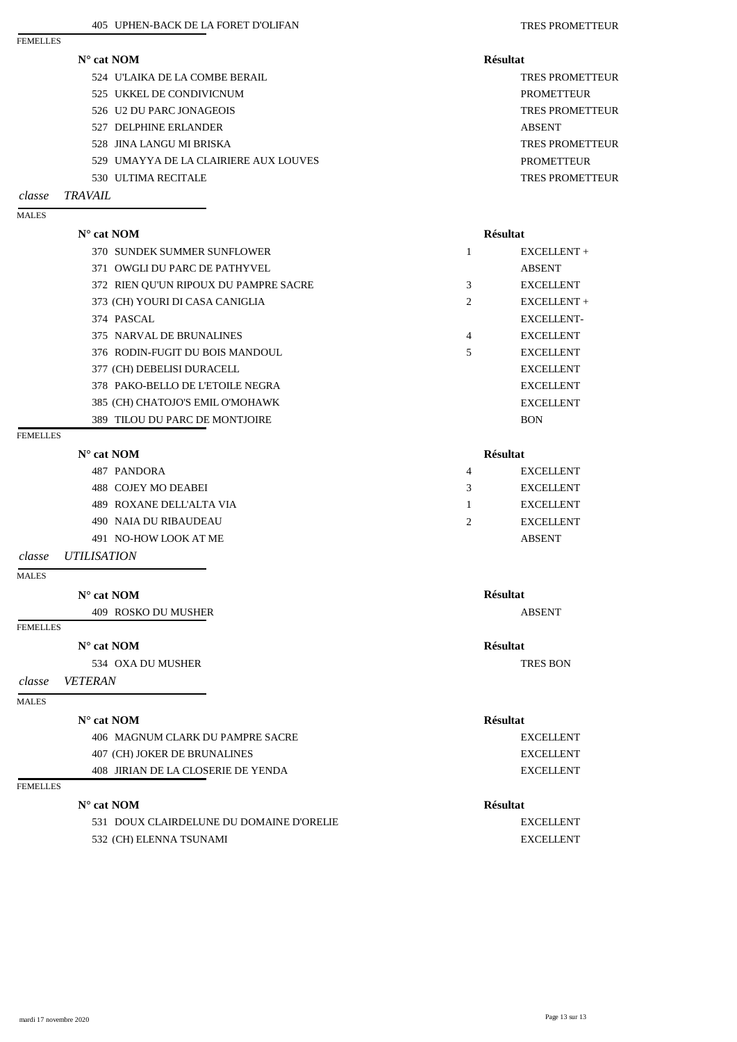| | | |
|---|---|---|
| 405 UPHEN-BACK DE LA FORET D'OLIFAN | | TRES PROMETTEUR |

FEMELLES

| N° cat NOM | | Résultat |
|---|---|---|
| 524 U'LAIKA DE LA COMBE BERAIL | | TRES PROMETTEUR |
| 525 UKKEL DE CONDIVICNUM | | PROMETTEUR |
| 526 U2 DU PARC JONAGEOIS | | TRES PROMETTEUR |
| 527 DELPHINE ERLANDER | | ABSENT |
| 528 JINA LANGU MI BRISKA | | TRES PROMETTEUR |
| 529 UMAYYA DE LA CLAIRIERE AUX LOUVES | | PROMETTEUR |
| 530 ULTIMA RECITALE | | TRES PROMETTEUR |

*classe TRAVAIL*

MALES

| N° cat NOM | | Résultat |
|---|---|---|
| 370 SUNDEK SUMMER SUNFLOWER | 1 | EXCELLENT + |
| 371 OWGLI DU PARC DE PATHYVEL | | ABSENT |
| 372 RIEN QU'UN RIPOUX DU PAMPRE SACRE | 3 | EXCELLENT |
| 373 (CH) YOURI DI CASA CANIGLIA | 2 | EXCELLENT + |
| 374 PASCAL | | EXCELLENT- |
| 375 NARVAL DE BRUNALINES | 4 | EXCELLENT |
| 376 RODIN-FUGIT DU BOIS MANDOUL | 5 | EXCELLENT |
| 377 (CH) DEBELISI DURACELL | | EXCELLENT |
| 378 PAKO-BELLO DE L'ETOILE NEGRA | | EXCELLENT |
| 385 (CH) CHATOJO'S EMIL O'MOHAWK | | EXCELLENT |
| 389 TILOU DU PARC DE MONTJOIRE | | BON |

FEMELLES

| N° cat NOM | | Résultat |
|---|---|---|
| 487 PANDORA | 4 | EXCELLENT |
| 488 COJEY MO DEABEI | 3 | EXCELLENT |
| 489 ROXANE DELL'ALTA VIA | 1 | EXCELLENT |
| 490 NAIA DU RIBAUDEAU | 2 | EXCELLENT |
| 491 NO-HOW LOOK AT ME | | ABSENT |

*classe UTILISATION*

MALES

| N° cat NOM | Résultat |
|---|---|
| 409 ROSKO DU MUSHER | ABSENT |

FEMELLES

| N° cat NOM | Résultat |
|---|---|
| 534 OXA DU MUSHER | TRES BON |

*classe VETERAN*

MALES

| N° cat NOM | Résultat |
|---|---|
| 406 MAGNUM CLARK DU PAMPRE SACRE | EXCELLENT |
| 407 (CH) JOKER DE BRUNALINES | EXCELLENT |
| 408 JIRIAN DE LA CLOSERIE DE YENDA | EXCELLENT |

FEMELLES

| N° cat NOM | Résultat |
|---|---|
| 531 DOUX CLAIRDELUNE DU DOMAINE D'ORELIE | EXCELLENT |
| 532 (CH) ELENNA TSUNAMI | EXCELLENT |